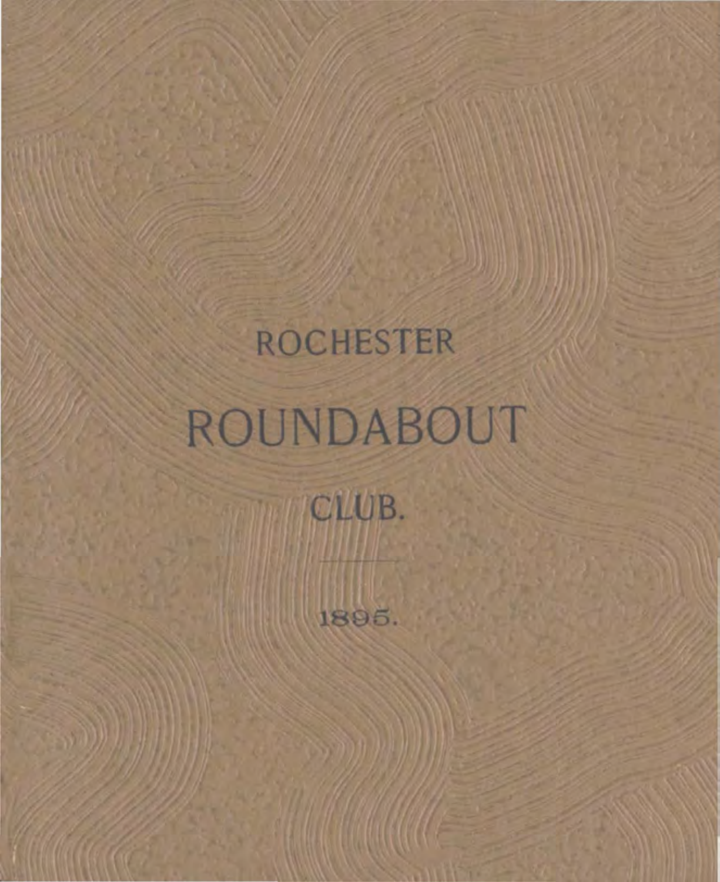# ROCHESTER

# ROUNDABOUT

# CLUB.

---

1895.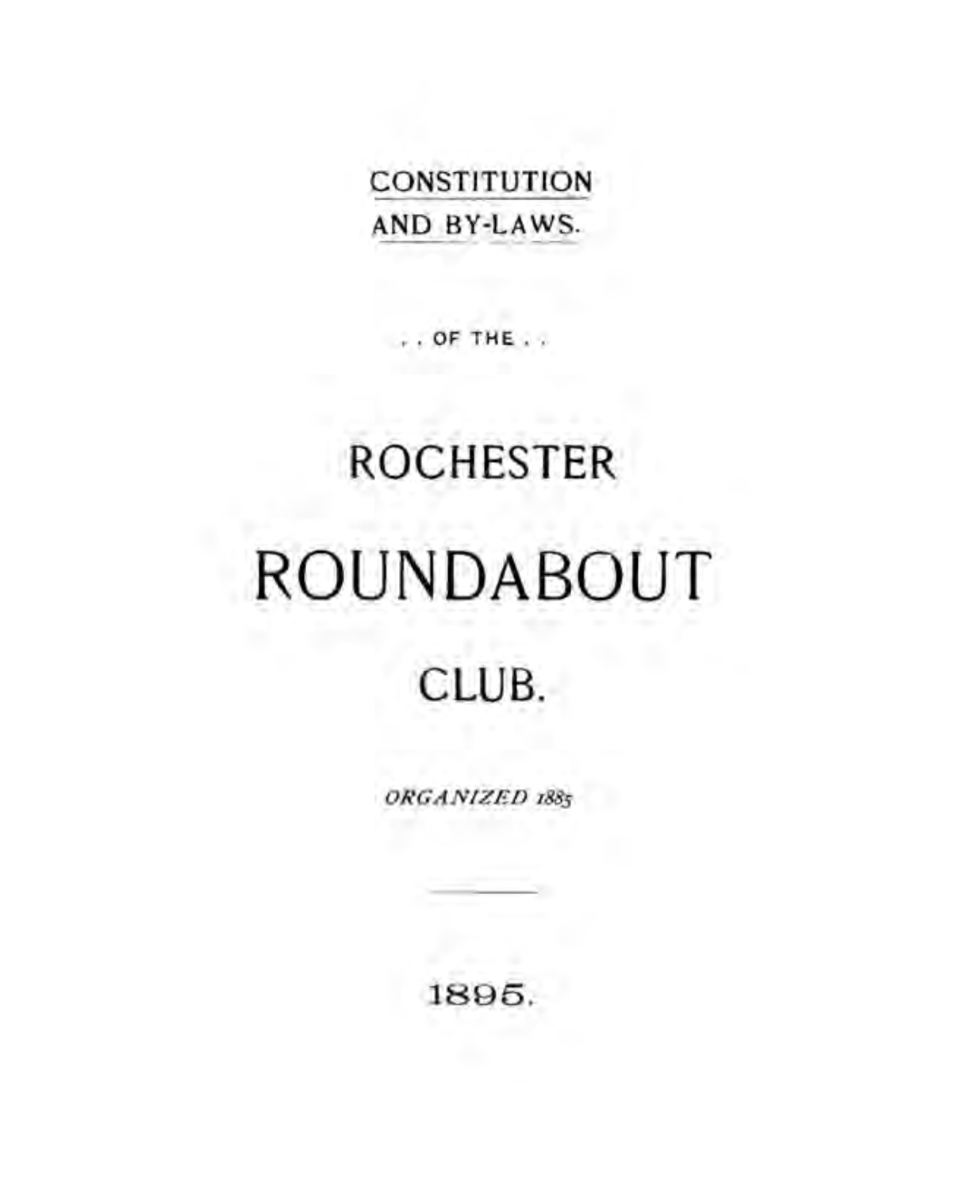CONSTITUTION

AND BY-LAWS.

. . OF THE . .

# ROCHESTER

# ROUNDABOUT

# CLUB.

*ORGANIZED 1885*

---

1895.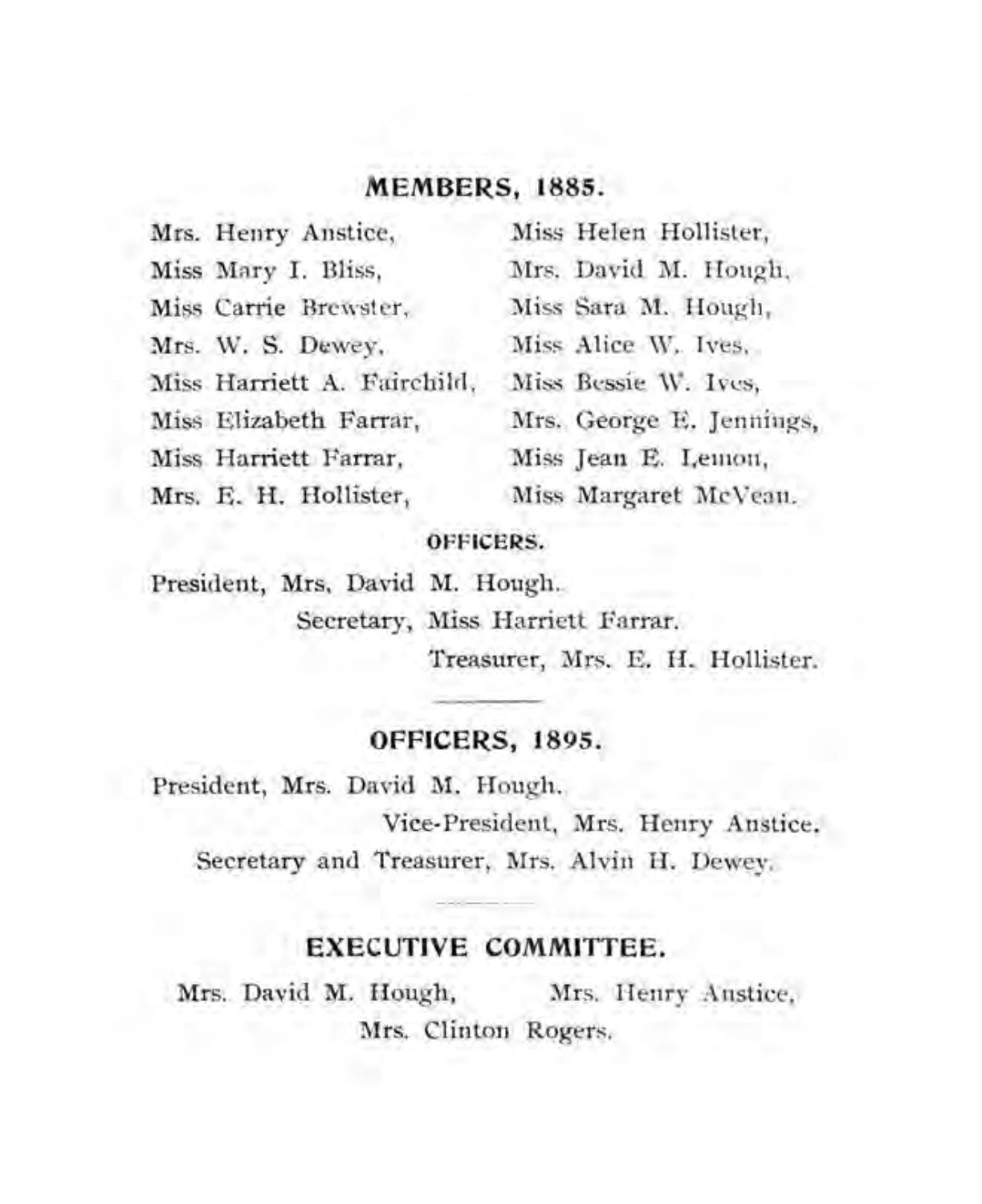## MEMBERS, 1885.

Mrs. Henry Anstice,
Miss Mary I. Bliss,
Miss Carrie Brewster,
Mrs. W. S. Dewey,
Miss Harriett A. Fairchild,
Miss Elizabeth Farrar,
Miss Harriett Farrar,
Mrs. E. H. Hollister,
Miss Helen Hollister,
Mrs. David M. Hough,
Miss Sara M. Hough,
Miss Alice W. Ives,
Miss Bessie W. Ives,
Mrs. George E. Jennings,
Miss Jean E. Lemon,
Miss Margaret McVean.

### OFFICERS.

President, Mrs. David M. Hough.
Secretary, Miss Harriett Farrar.
Treasurer, Mrs. E. H. Hollister.

---

## OFFICERS, 1895.

President, Mrs. David M. Hough.
Vice-President, Mrs. Henry Anstice.
Secretary and Treasurer, Mrs. Alvin H. Dewey.

---

## EXECUTIVE COMMITTEE.

Mrs. David M. Hough,
Mrs. Henry Anstice,
Mrs. Clinton Rogers.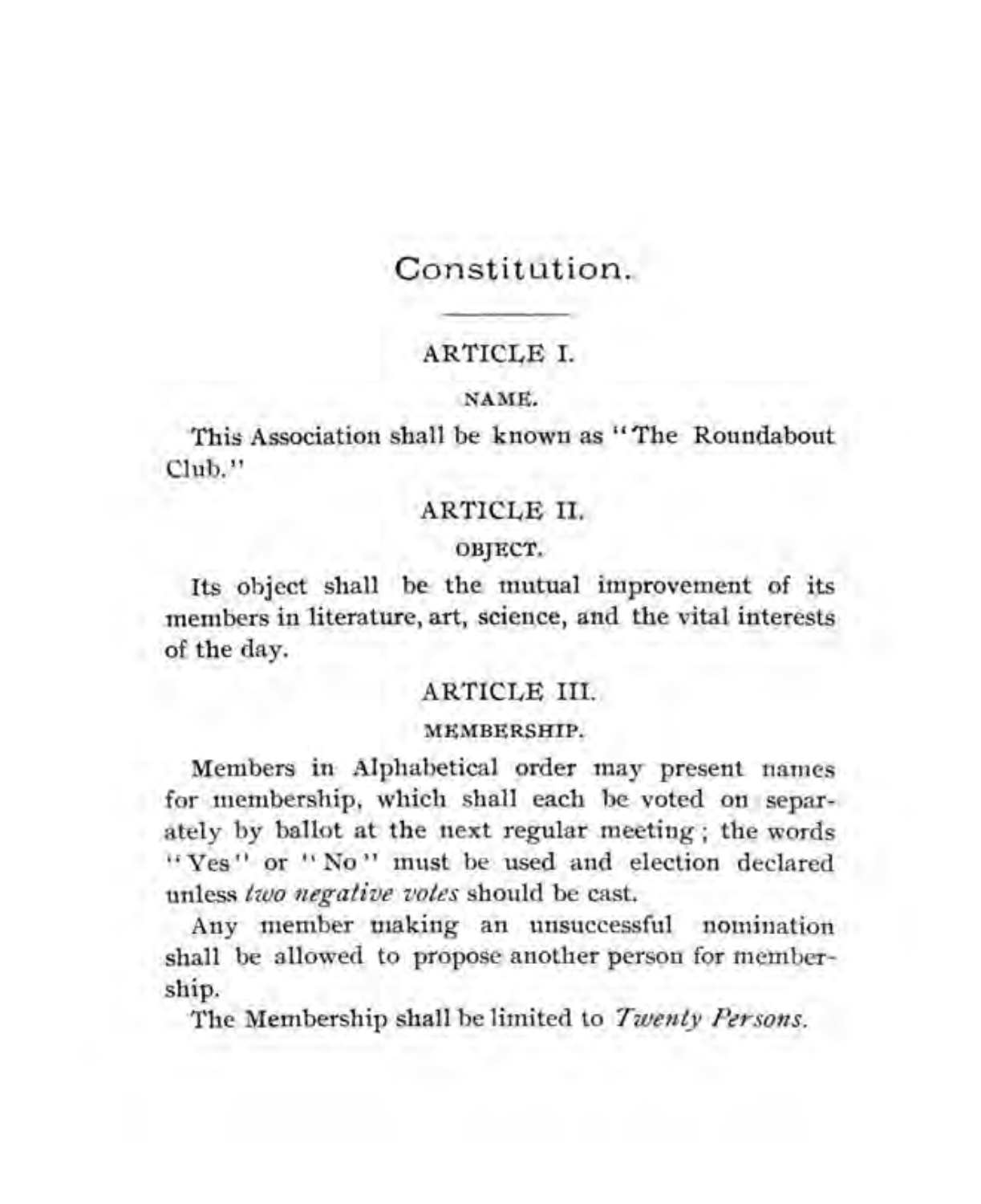# Constitution.

---

## ARTICLE I.

### NAME.

This Association shall be known as "The Roundabout Club."

## ARTICLE II.

### OBJECT.

Its object shall be the mutual improvement of its members in literature, art, science, and the vital interests of the day.

## ARTICLE III.

### MEMBERSHIP.

Members in Alphabetical order may present names for membership, which shall each be voted on separately by ballot at the next regular meeting; the words "Yes" or "No" must be used and election declared unless *two negative votes* should be cast.

Any member making an unsuccessful nomination shall be allowed to propose another person for membership.

The Membership shall be limited to *Twenty Persons*.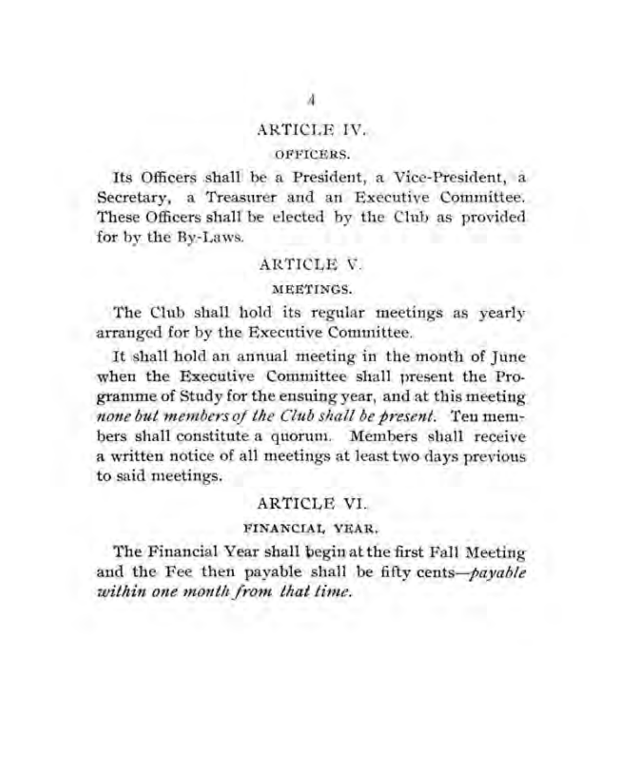## ARTICLE IV.

### OFFICERS.

Its Officers shall be a President, a Vice-President, a Secretary, a Treasurer and an Executive Committee. These Officers shall be elected by the Club as provided for by the By-Laws.

## ARTICLE V.

### MEETINGS.

The Club shall hold its regular meetings as yearly arranged for by the Executive Committee.

It shall hold an annual meeting in the month of June when the Executive Committee shall present the Programme of Study for the ensuing year, and at this meeting *none but members of the Club shall be present.* Ten members shall constitute a quorum. Members shall receive a written notice of all meetings at least two days previous to said meetings.

## ARTICLE VI.

### FINANCIAL YEAR.

The Financial Year shall begin at the first Fall Meeting and the Fee then payable shall be fifty cents—*payable within one month from that time.*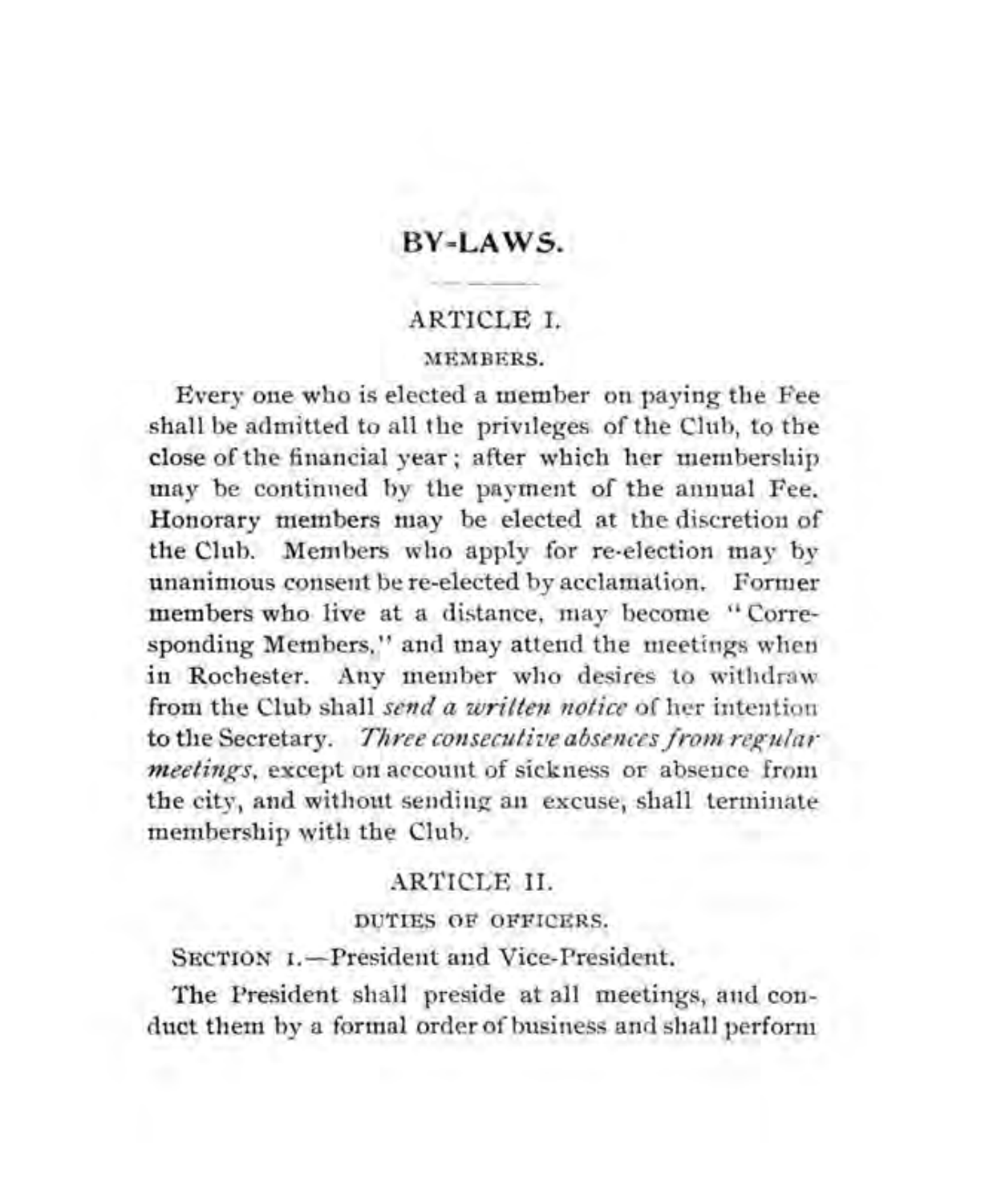# BY-LAWS.

## ARTICLE I.

### MEMBERS.

Every one who is elected a member on paying the Fee shall be admitted to all the privileges of the Club, to the close of the financial year; after which her membership may be continued by the payment of the annual Fee. Honorary members may be elected at the discretion of the Club. Members who apply for re-election may by unanimous consent be re-elected by acclamation. Former members who live at a distance, may become "Corresponding Members," and may attend the meetings when in Rochester. Any member who desires to withdraw from the Club shall *send a written notice* of her intention to the Secretary. *Three consecutive absences from regular meetings*, except on account of sickness or absence from the city, and without sending an excuse, shall terminate membership with the Club.

## ARTICLE II.

### DUTIES OF OFFICERS.

SECTION 1.—President and Vice-President.

The President shall preside at all meetings, and conduct them by a formal order of business and shall perform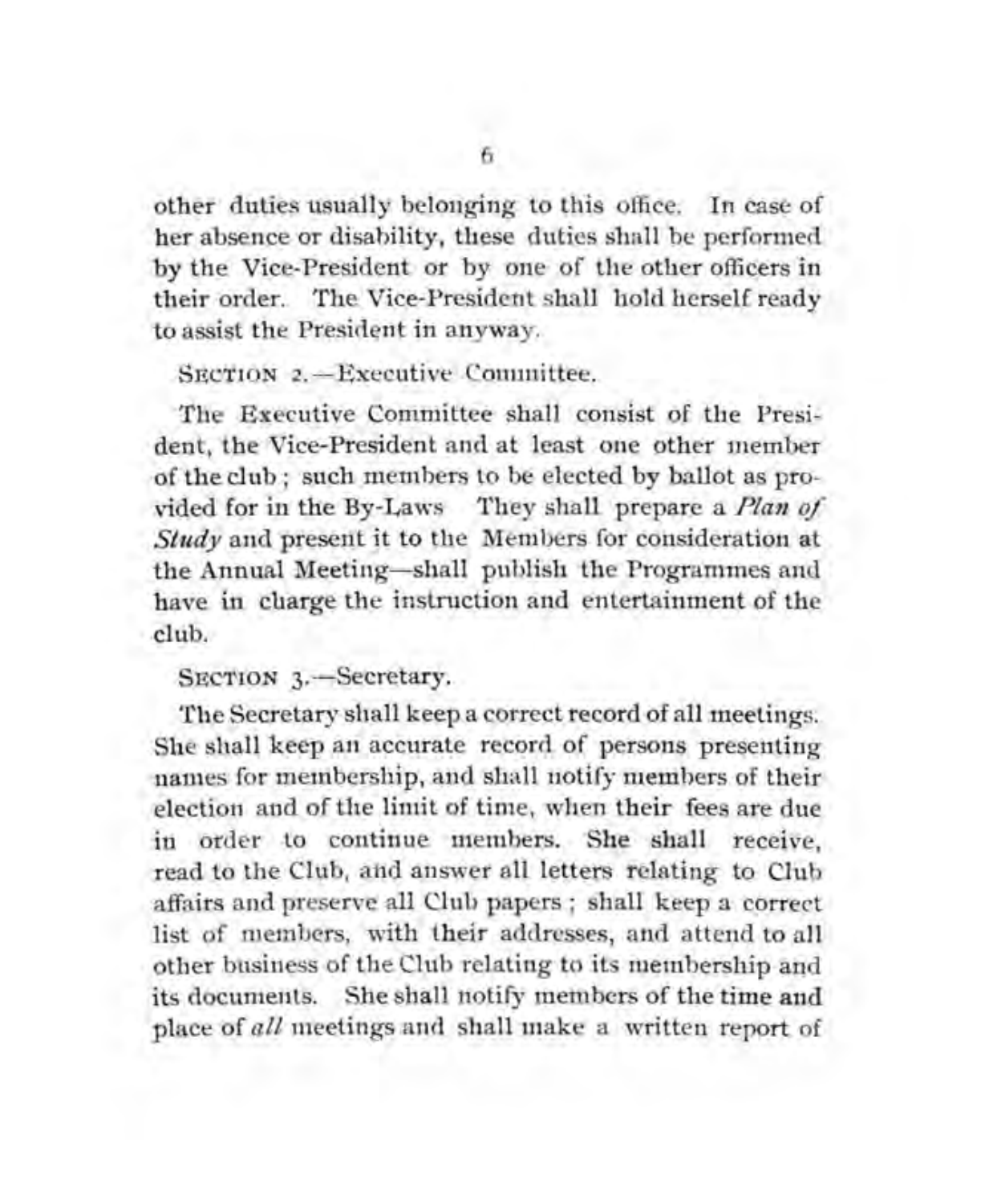other duties usually belonging to this office. In case of her absence or disability, these duties shall be performed by the Vice-President or by one of the other officers in their order. The Vice-President shall hold herself ready to assist the President in anyway.

SECTION 2.—Executive Committee.

The Executive Committee shall consist of the President, the Vice-President and at least one other member of the club; such members to be elected by ballot as provided for in the By-Laws They shall prepare a *Plan of Study* and present it to the Members for consideration at the Annual Meeting—shall publish the Programmes and have in charge the instruction and entertainment of the club.

SECTION 3.—Secretary.

The Secretary shall keep a correct record of all meetings. She shall keep an accurate record of persons presenting names for membership, and shall notify members of their election and of the limit of time, when their fees are due in order to continue members. She shall receive, read to the Club, and answer all letters relating to Club affairs and preserve all Club papers; shall keep a correct list of members, with their addresses, and attend to all other business of the Club relating to its membership and its documents. She shall notify members of the time and place of *all* meetings and shall make a written report of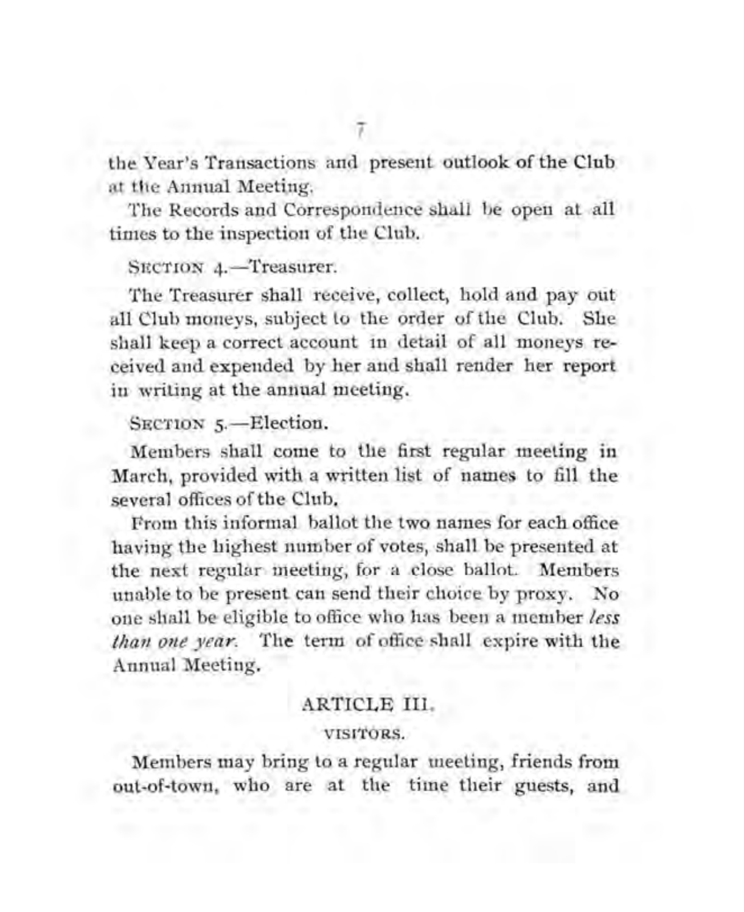the Year's Transactions and present outlook of the Club at the Annual Meeting.

The Records and Correspondence shall be open at all times to the inspection of the Club.

SECTION 4.—Treasurer.

The Treasurer shall receive, collect, hold and pay out all Club moneys, subject to the order of the Club. She shall keep a correct account in detail of all moneys received and expended by her and shall render her report in writing at the annual meeting.

SECTION 5.—Election.

Members shall come to the first regular meeting in March, provided with a written list of names to fill the several offices of the Club.

From this informal ballot the two names for each office having the highest number of votes, shall be presented at the next regular meeting, for a close ballot. Members unable to be present can send their choice by proxy. No one shall be eligible to office who has been a member *less than one year.* The term of office shall expire with the Annual Meeting.

## ARTICLE III.

### VISITORS.

Members may bring to a regular meeting, friends from out-of-town, who are at the time their guests, and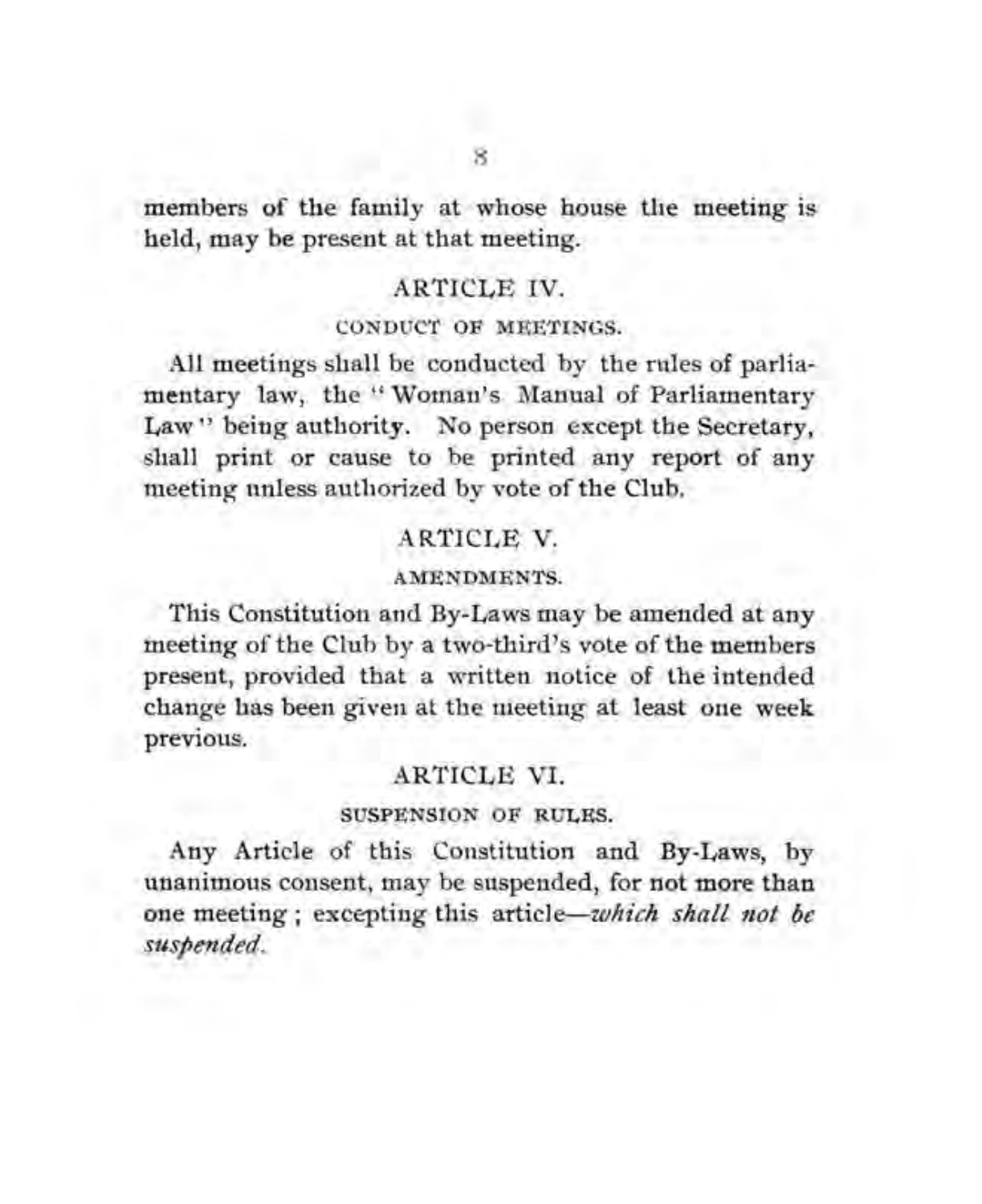members of the family at whose house the meeting is held, may be present at that meeting.

## ARTICLE IV.

### CONDUCT OF MEETINGS.

All meetings shall be conducted by the rules of parliamentary law, the "Woman's Manual of Parliamentary Law" being authority. No person except the Secretary, shall print or cause to be printed any report of any meeting unless authorized by vote of the Club.

## ARTICLE V.

### AMENDMENTS.

This Constitution and By-Laws may be amended at any meeting of the Club by a two-third's vote of the members present, provided that a written notice of the intended change has been given at the meeting at least one week previous.

## ARTICLE VI.

### SUSPENSION OF RULES.

Any Article of this Constitution and By-Laws, by unanimous consent, may be suspended, for not more than one meeting; excepting this article—*which shall not be suspended.*